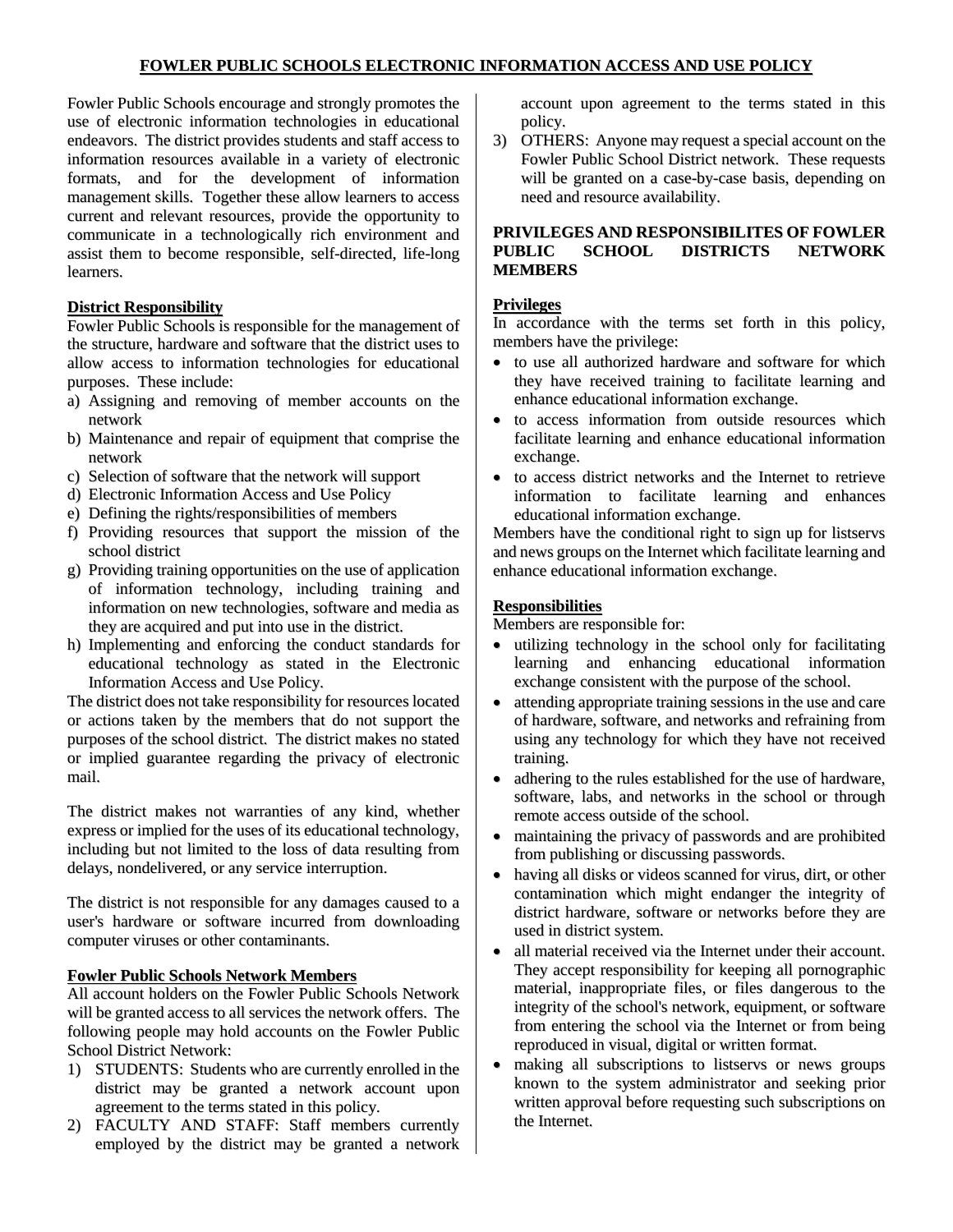# FOWLER PUBLIC SCHOOLS ELECTRONIC INFORMATION ACCESS AND USE POLICY

Fowler Public Schools encourage and strongly promotes the use of electronic information technologies in educational endeavors. The district provides students and staff access to information resources available in a variety of electronic formats, and for the development of information management skills. Together these allow learners to access current and relevant resources, provide the opportunity to communicate in a technologically rich environment and assist them to become responsible, self-directed, life-long learners.

## District Responsibility

Fowler Public Schools is responsible for the management of the structure, hardware and software that the district uses to allow access to information technologies for educational purposes. These include:

a) Assigning and removing of member accounts on the network
b) Maintenance and repair of equipment that comprise the network
c) Selection of software that the network will support
d) Electronic Information Access and Use Policy
e) Defining the rights/responsibilities of members
f) Providing resources that support the mission of the school district
g) Providing training opportunities on the use of application of information technology, including training and information on new technologies, software and media as they are acquired and put into use in the district.
h) Implementing and enforcing the conduct standards for educational technology as stated in the Electronic Information Access and Use Policy.

The district does not take responsibility for resources located or actions taken by the members that do not support the purposes of the school district. The district makes no stated or implied guarantee regarding the privacy of electronic mail.

The district makes not warranties of any kind, whether express or implied for the uses of its educational technology, including but not limited to the loss of data resulting from delays, nondelivered, or any service interruption.

The district is not responsible for any damages caused to a user's hardware or software incurred from downloading computer viruses or other contaminants.

## Fowler Public Schools Network Members

All account holders on the Fowler Public Schools Network will be granted access to all services the network offers. The following people may hold accounts on the Fowler Public School District Network:

1) STUDENTS: Students who are currently enrolled in the district may be granted a network account upon agreement to the terms stated in this policy.
2) FACULTY AND STAFF: Staff members currently employed by the district may be granted a network account upon agreement to the terms stated in this policy.
3) OTHERS: Anyone may request a special account on the Fowler Public School District network. These requests will be granted on a case-by-case basis, depending on need and resource availability.

## PRIVILEGES AND RESPONSIBILITES OF FOWLER PUBLIC SCHOOL DISTRICTS NETWORK MEMBERS

### Privileges

In accordance with the terms set forth in this policy, members have the privilege:

- to use all authorized hardware and software for which they have received training to facilitate learning and enhance educational information exchange.
- to access information from outside resources which facilitate learning and enhance educational information exchange.
- to access district networks and the Internet to retrieve information to facilitate learning and enhances educational information exchange.

Members have the conditional right to sign up for listservs and news groups on the Internet which facilitate learning and enhance educational information exchange.

### Responsibilities

Members are responsible for:

- utilizing technology in the school only for facilitating learning and enhancing educational information exchange consistent with the purpose of the school.
- attending appropriate training sessions in the use and care of hardware, software, and networks and refraining from using any technology for which they have not received training.
- adhering to the rules established for the use of hardware, software, labs, and networks in the school or through remote access outside of the school.
- maintaining the privacy of passwords and are prohibited from publishing or discussing passwords.
- having all disks or videos scanned for virus, dirt, or other contamination which might endanger the integrity of district hardware, software or networks before they are used in district system.
- all material received via the Internet under their account. They accept responsibility for keeping all pornographic material, inappropriate files, or files dangerous to the integrity of the school's network, equipment, or software from entering the school via the Internet or from being reproduced in visual, digital or written format.
- making all subscriptions to listservs or news groups known to the system administrator and seeking prior written approval before requesting such subscriptions on the Internet.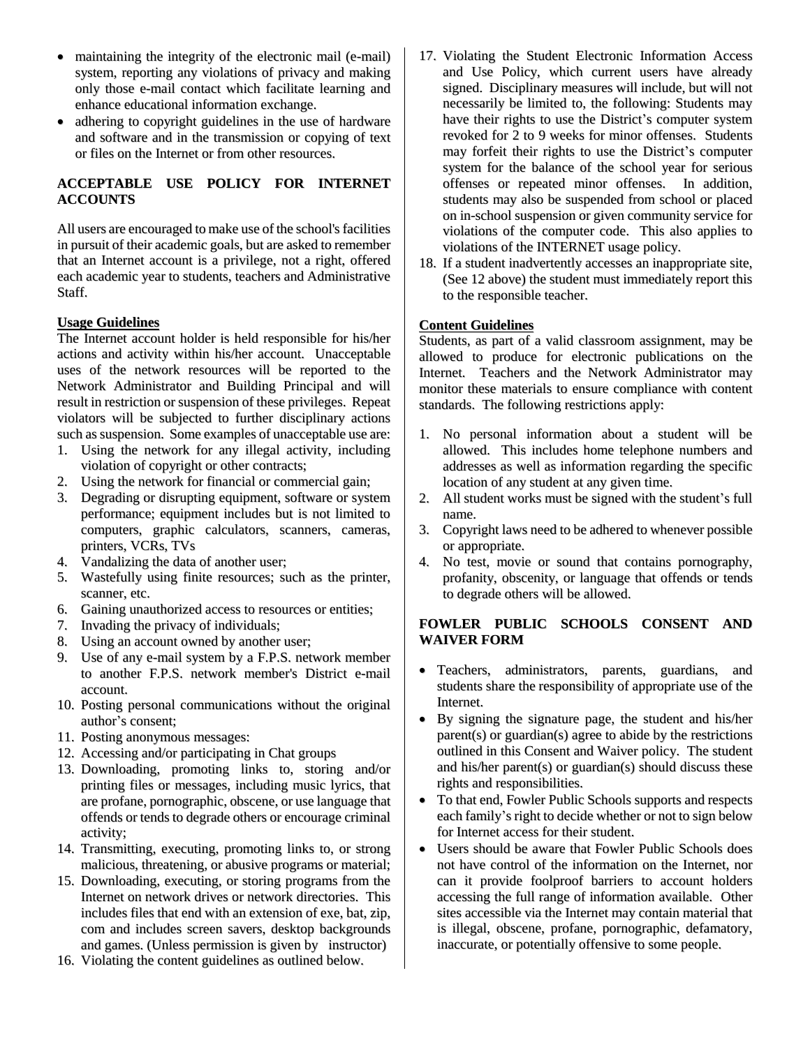- maintaining the integrity of the electronic mail (e-mail) system, reporting any violations of privacy and making only those e-mail contact which facilitate learning and enhance educational information exchange.
- adhering to copyright guidelines in the use of hardware and software and in the transmission or copying of text or files on the Internet or from other resources.

### ACCEPTABLE USE POLICY FOR INTERNET ACCOUNTS

All users are encouraged to make use of the school's facilities in pursuit of their academic goals, but are asked to remember that an Internet account is a privilege, not a right, offered each academic year to students, teachers and Administrative Staff.

**Usage Guidelines**

The Internet account holder is held responsible for his/her actions and activity within his/her account. Unacceptable uses of the network resources will be reported to the Network Administrator and Building Principal and will result in restriction or suspension of these privileges. Repeat violators will be subjected to further disciplinary actions such as suspension. Some examples of unacceptable use are:

1. Using the network for any illegal activity, including violation of copyright or other contracts;
2. Using the network for financial or commercial gain;
3. Degrading or disrupting equipment, software or system performance; equipment includes but is not limited to computers, graphic calculators, scanners, cameras, printers, VCRs, TVs
4. Vandalizing the data of another user;
5. Wastefully using finite resources; such as the printer, scanner, etc.
6. Gaining unauthorized access to resources or entities;
7. Invading the privacy of individuals;
8. Using an account owned by another user;
9. Use of any e-mail system by a F.P.S. network member to another F.P.S. network member's District e-mail account.
10. Posting personal communications without the original author's consent;
11. Posting anonymous messages:
12. Accessing and/or participating in Chat groups
13. Downloading, promoting links to, storing and/or printing files or messages, including music lyrics, that are profane, pornographic, obscene, or use language that offends or tends to degrade others or encourage criminal activity;
14. Transmitting, executing, promoting links to, or strong malicious, threatening, or abusive programs or material;
15. Downloading, executing, or storing programs from the Internet on network drives or network directories. This includes files that end with an extension of exe, bat, zip, com and includes screen savers, desktop backgrounds and games. (Unless permission is given by instructor)
16. Violating the content guidelines as outlined below.
17. Violating the Student Electronic Information Access and Use Policy, which current users have already signed. Disciplinary measures will include, but will not necessarily be limited to, the following: Students may have their rights to use the District's computer system revoked for 2 to 9 weeks for minor offenses. Students may forfeit their rights to use the District's computer system for the balance of the school year for serious offenses or repeated minor offenses. In addition, students may also be suspended from school or placed on in-school suspension or given community service for violations of the computer code. This also applies to violations of the INTERNET usage policy.
18. If a student inadvertently accesses an inappropriate site, (See 12 above) the student must immediately report this to the responsible teacher.

**Content Guidelines**

Students, as part of a valid classroom assignment, may be allowed to produce for electronic publications on the Internet. Teachers and the Network Administrator may monitor these materials to ensure compliance with content standards. The following restrictions apply:

1. No personal information about a student will be allowed. This includes home telephone numbers and addresses as well as information regarding the specific location of any student at any given time.
2. All student works must be signed with the student's full name.
3. Copyright laws need to be adhered to whenever possible or appropriate.
4. No test, movie or sound that contains pornography, profanity, obscenity, or language that offends or tends to degrade others will be allowed.

### FOWLER PUBLIC SCHOOLS CONSENT AND WAIVER FORM

- Teachers, administrators, parents, guardians, and students share the responsibility of appropriate use of the Internet.
- By signing the signature page, the student and his/her parent(s) or guardian(s) agree to abide by the restrictions outlined in this Consent and Waiver policy. The student and his/her parent(s) or guardian(s) should discuss these rights and responsibilities.
- To that end, Fowler Public Schools supports and respects each family's right to decide whether or not to sign below for Internet access for their student.
- Users should be aware that Fowler Public Schools does not have control of the information on the Internet, nor can it provide foolproof barriers to account holders accessing the full range of information available. Other sites accessible via the Internet may contain material that is illegal, obscene, profane, pornographic, defamatory, inaccurate, or potentially offensive to some people.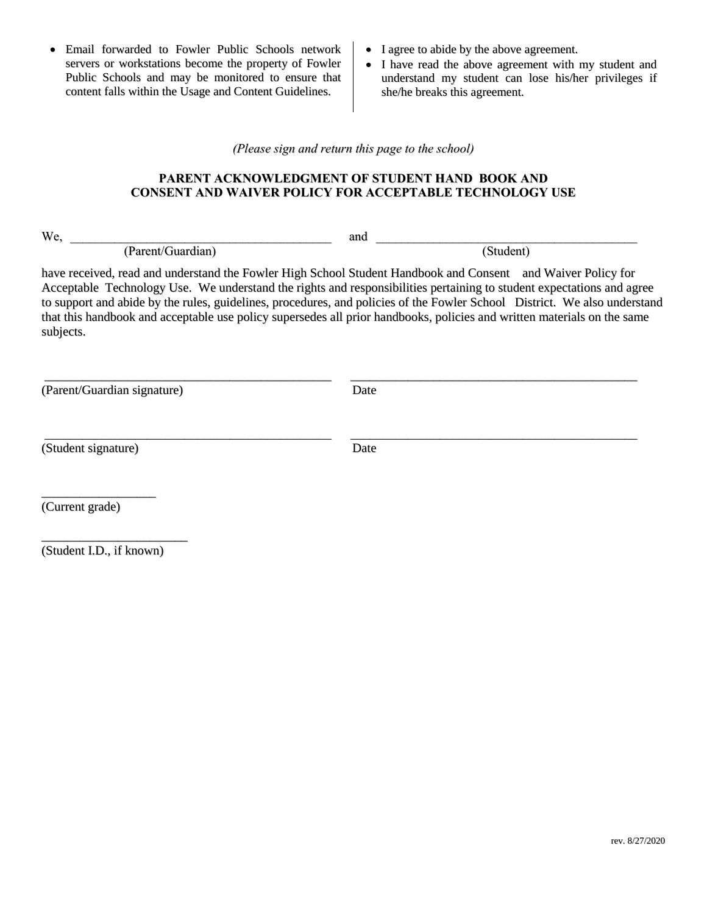- Email forwarded to Fowler Public Schools network servers or workstations become the property of Fowler Public Schools and may be monitored to ensure that content falls within the Usage and Content Guidelines.

- I agree to abide by the above agreement.
- I have read the above agreement with my student and understand my student can lose his/her privileges if she/he breaks this agreement.

*(Please sign and return this page to the school)*

**PARENT ACKNOWLEDGMENT OF STUDENT HAND BOOK AND CONSENT AND WAIVER POLICY FOR ACCEPTABLE TECHNOLOGY USE**

We, ________________________________________ and ________________________________________
(Parent/Guardian) (Student)

have received, read and understand the Fowler High School Student Handbook and Consent and Waiver Policy for Acceptable Technology Use. We understand the rights and responsibilities pertaining to student expectations and agree to support and abide by the rules, guidelines, procedures, and policies of the Fowler School District. We also understand that this handbook and acceptable use policy supersedes all prior handbooks, policies and written materials on the same subjects.

_____________________________________________ _____________________________________________
(Parent/Guardian signature) Date

_____________________________________________ _____________________________________________
(Student signature) Date

_________________
(Current grade)

_______________________
(Student I.D., if known)

rev. 8/27/2020